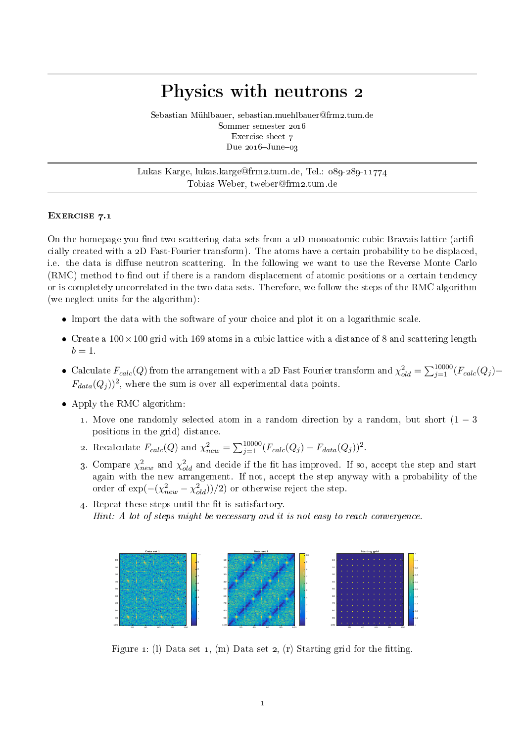# Physics with neutrons 2

Sebastian Mühlbauer, sebastian.muehlbauer@frm2.tum.de
Sommer semester 2016
Exercise sheet 7
Due 2016–June–03

---

Lukas Karge, lukas.karge@frm2.tum.de, Tel.: 089-289-11774
Tobias Weber, tweber@frm2.tum.de

---

## Exercise 7.1

On the homepage you find two scattering data sets from a 2D monoatomic cubic Bravais lattice (artificially created with a 2D Fast-Fourier transform). The atoms have a certain probability to be displaced, i.e. the data is diffuse neutron scattering. In the following we want to use the Reverse Monte Carlo (RMC) method to find out if there is a random displacement of atomic positions or a certain tendency or is completely uncorrelated in the two data sets. Therefore, we follow the steps of the RMC algorithm (we neglect units for the algorithm):

- Import the data with the software of your choice and plot it on a logarithmic scale.
- Create a $100 \times 100$ grid with 169 atoms in a cubic lattice with a distance of 8 and scattering length $b = 1$.
- Calculate $F_{calc}(Q)$ from the arrangement with a 2D Fast Fourier transform and $\chi^2_{old} = \sum_{j=1}^{10000}(F_{calc}(Q_j) - F_{data}(Q_j))^2$, where the sum is over all experimental data points.
- Apply the RMC algorithm:
  1. Move one randomly selected atom in a random direction by a random, but short ($1 - 3$ positions in the grid) distance.
  2. Recalculate $F_{calc}(Q)$ and $\chi^2_{new} = \sum_{j=1}^{10000}(F_{calc}(Q_j) - F_{data}(Q_j))^2$.
  3. Compare $\chi^2_{new}$ and $\chi^2_{old}$ and decide if the fit has improved. If so, accept the step and start again with the new arrangement. If not, accept the step anyway with a probability of the order of $\exp(-(\chi^2_{new} - \chi^2_{old}))/2)$ or otherwise reject the step.
  4. Repeat these steps until the fit is satisfactory.
     *Hint: A lot of steps might be necessary and it is not easy to reach convergence.*

Data set 1

Data set 2

Starting grid

Figure 1: (l) Data set 1, (m) Data set 2, (r) Starting grid for the fitting.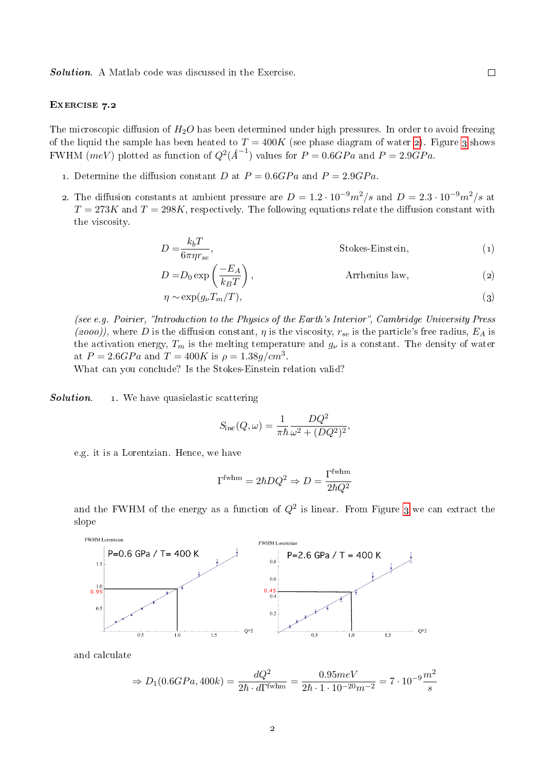*Solution.* A Matlab code was discussed in the Exercise. □

### Exercise 7.2

The microscopic diffusion of $H_2O$ has been determined under high pressures. In order to avoid freezing of the liquid the sample has been heated to $T = 400K$ (see phase diagram of water 2). Figure 3 shows FWHM $(meV)$ plotted as function of $Q^2(\AA^{-1})$ values for $P = 0.6GPa$ and $P = 2.9GPa$.

1. Determine the diffusion constant $D$ at $P = 0.6GPa$ and $P = 2.9GPa$.
2. The diffusion constants at ambient pressure are $D = 1.2 \cdot 10^{-9}m^2/s$ and $D = 2.3 \cdot 10^{-9}m^2/s$ at $T = 273K$ and $T = 298K$, respectively. The following equations relate the diffusion constant with the viscosity.

$$D = \frac{k_b T}{6\pi\eta r_{se}}, \qquad \text{Stokes-Einstein,} \tag{1}$$

$$D = D_0 \exp\left(\frac{-E_A}{k_B T}\right), \qquad \text{Arrhenius law,} \tag{2}$$

$$\eta \sim \exp(g_\nu T_m / T), \tag{3}$$

*(see e.g. Poirier, "Introduction to the Physics of the Earth's Interior", Cambridge University Press (2000))*, where $D$ is the diffusion constant, $\eta$ is the viscosity, $r_{se}$ is the particle's free radius, $E_A$ is the activation energy, $T_m$ is the melting temperature and $g_\nu$ is a constant. The density of water at $P = 2.6GPa$ and $T = 400K$ is $\rho = 1.38g/cm^3$.

What can you conclude? Is the Stokes-Einstein relation valid?

*Solution.* 1. We have quasielastic scattering

$$S_{\text{inc}}(Q, \omega) = \frac{1}{\pi\hbar} \frac{DQ^2}{\omega^2 + (DQ^2)^2},$$

e.g. it is a Lorentzian. Hence, we have

$$\Gamma^{\text{fwhm}} = 2\hbar DQ^2 \Rightarrow D = \frac{\Gamma^{\text{fwhm}}}{2\hbar Q^2}$$

and the FWHM of the energy as a function of $Q^2$ is linear. From Figure 3 we can extract the slope

FWHM Lorentzian

P=0.6 GPa / T= 400 K

1.5
1.0
0.95
0.5
0.5
1.0
1.5
Q^2

FWHM Lorentzian

P=2.6 GPa / T = 400 K

0.8
0.6
0.45
0.4
0.2
0.5
1.0
1.5
Q^2

and calculate

$$\Rightarrow D_1(0.6GPa, 400k) = \frac{dQ^2}{2\hbar \cdot d\Gamma^{\text{fwhm}}} = \frac{0.95meV}{2\hbar \cdot 1 \cdot 10^{-20}m^{-2}} = 7 \cdot 10^{-9}\frac{m^2}{s}$$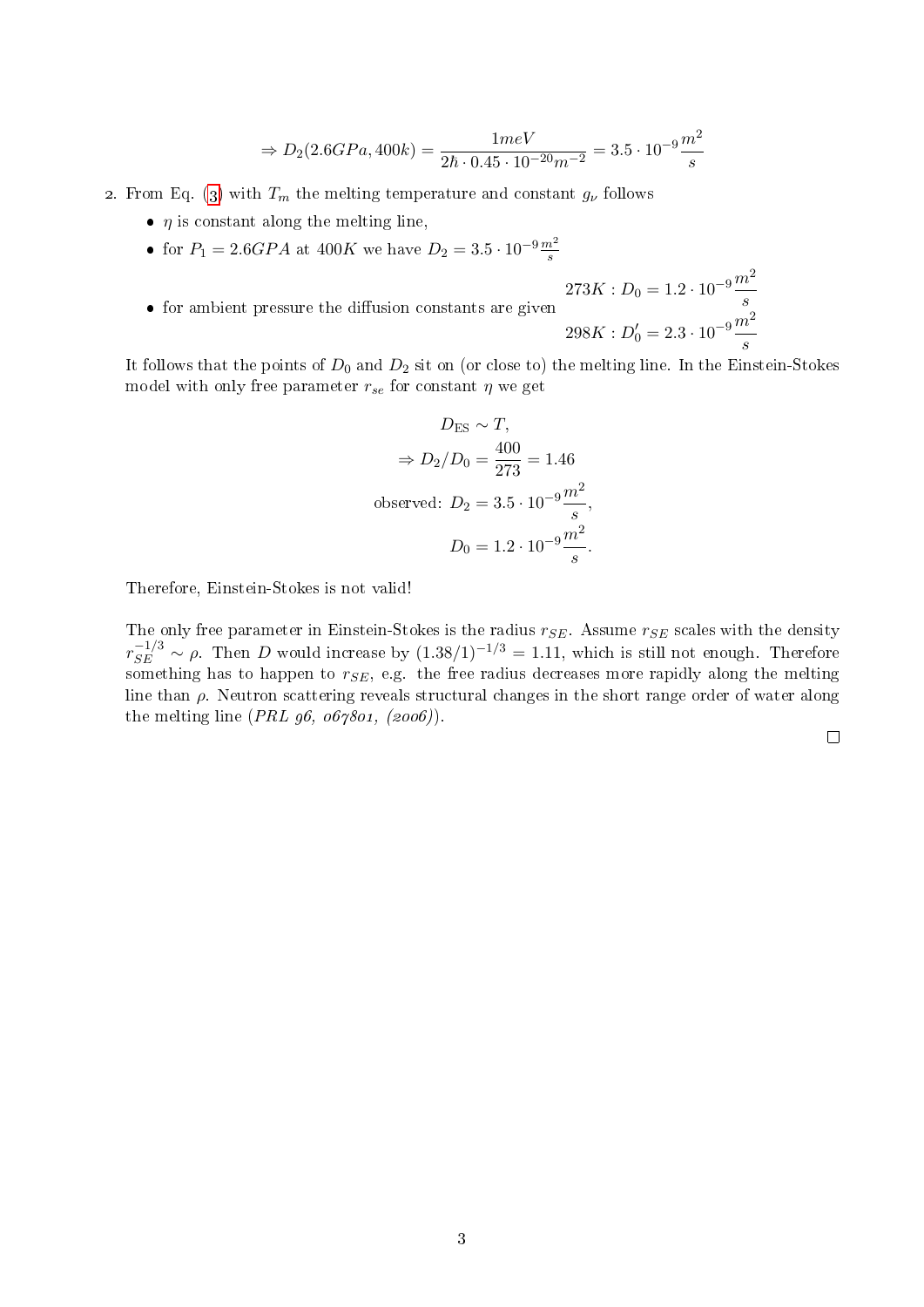$$\Rightarrow D_2(2.6GPa, 400k) = \frac{1meV}{2\hbar \cdot 0.45 \cdot 10^{-20}m^{-2}} = 3.5 \cdot 10^{-9}\frac{m^2}{s}$$

2. From Eq. (3) with $T_m$ the melting temperature and constant $g_\nu$ follows

   - $\eta$ is constant along the melting line,
   - for $P_1 = 2.6GPA$ at $400K$ we have $D_2 = 3.5 \cdot 10^{-9}\frac{m^2}{s}$
   - for ambient pressure the diffusion constants are given $\begin{array}{l} 273K : D_0 = 1.2 \cdot 10^{-9}\dfrac{m^2}{s} \\ 298K : D_0' = 2.3 \cdot 10^{-9}\dfrac{m^2}{s} \end{array}$

   It follows that the points of $D_0$ and $D_2$ sit on (or close to) the melting line. In the Einstein-Stokes model with only free parameter $r_{se}$ for constant $\eta$ we get

$$D_{\text{ES}} \sim T,$$
$$\Rightarrow D_2/D_0 = \frac{400}{273} = 1.46$$
$$\text{observed: } D_2 = 3.5 \cdot 10^{-9}\frac{m^2}{s},$$
$$D_0 = 1.2 \cdot 10^{-9}\frac{m^2}{s}.$$

   Therefore, Einstein-Stokes is not valid!

   The only free parameter in Einstein-Stokes is the radius $r_{SE}$. Assume $r_{SE}$ scales with the density $r_{SE}^{-1/3} \sim \rho$. Then $D$ would increase by $(1.38/1)^{-1/3} = 1.11$, which is still not enough. Therefore something has to happen to $r_{SE}$, e.g. the free radius decreases more rapidly along the melting line than $\rho$. Neutron scattering reveals structural changes in the short range order of water along the melting line (*PRL 96, 067801, (2006)*).

□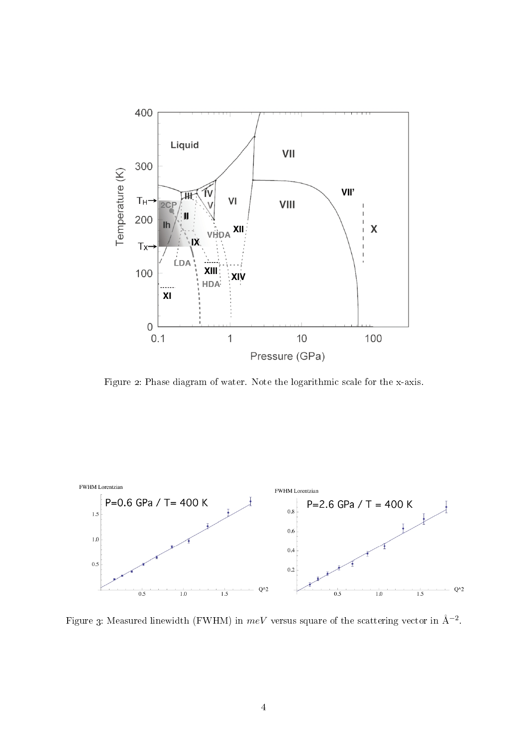400

Liquid

VII

300

Temperature (K)

VII'

T_H

2CP

III

IV

V

VI

VIII

200

Ih

II

XII

X

VHDA

T_X

IX

LDA

100

XIII

XIV

HDA

XI

0

0.1

1

10

100

Pressure (GPa)

Figure 2: Phase diagram of water. Note the logarithmic scale for the x-axis.

FWHM Lorentzian

P=0.6 GPa / T= 400 K

1.5

1.0

0.5

0.5

1.0

1.5

Q^2

FWHM Lorentzian

P=2.6 GPa / T = 400 K

0.8

0.6

0.4

0.2

0.5

1.0

1.5

Q^2

Figure 3: Measured linewidth (FWHM) in $meV$ versus square of the scattering vector in $\text{Å}^{-2}$.